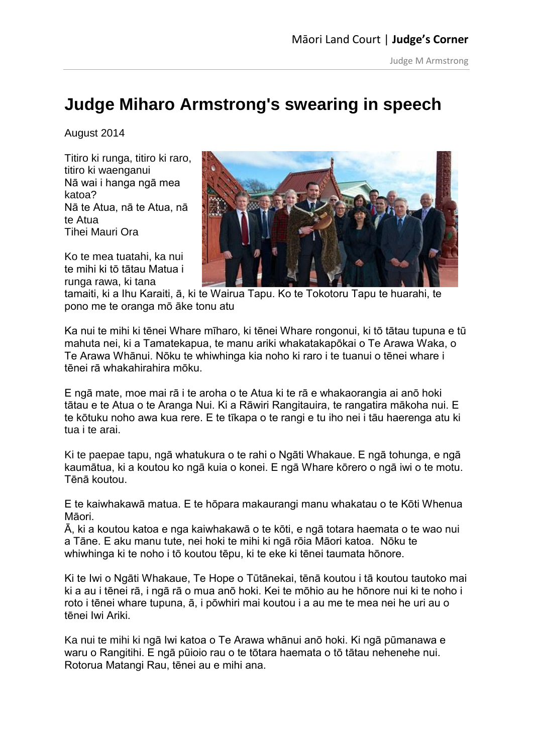# Judge Miharo Armstrong's swearing in speech

August 2014

Titiro ki runga, titiro ki raro, titiro ki waenganui
Nā wai i hanga ngā mea katoa?
Nā te Atua, nā te Atua, nā te Atua
Tihei Mauri Ora

Ko te mea tuatahi, ka nui te mihi ki tō tātau Matua i runga rawa, ki tana tamaiti, ki a Ihu Karaiti, ā, ki te Wairua Tapu. Ko te Tokotoru Tapu te huarahi, te pono me te oranga mō āke tonu atu

Ka nui te mihi ki tēnei Whare mīharo, ki tēnei Whare rongonui, ki tō tātau tupuna e tū mahuta nei, ki a Tamatekapua, te manu ariki whakatakapōkai o Te Arawa Waka, o Te Arawa Whānui. Nōku te whiwhinga kia noho ki raro i te tuanui o tēnei whare i tēnei rā whakahirahira mōku.

E ngā mate, moe mai rā i te aroha o te Atua ki te rā e whakaorangia ai anō hoki tātau e te Atua o te Aranga Nui. Ki a Rāwiri Rangitauira, te rangatira mākoha nui. E te kōtuku noho awa kua rere. E te tīkapa o te rangi e tu iho nei i tāu haerenga atu ki tua i te arai.

Ki te paepae tapu, ngā whatukura o te rahi o Ngāti Whakaue. E ngā tohunga, e ngā kaumātua, ki a koutou ko ngā kuia o konei. E ngā Whare kōrero o ngā iwi o te motu. Tēnā koutou.

E te kaiwhakawā matua. E te hōpara makaurangi manu whakatau o te Kōti Whenua Māori.
Ā, ki a koutou katoa e nga kaiwhakawā o te kōti, e ngā totara haemata o te wao nui a Tāne. E aku manu tute, nei hoki te mihi ki ngā rōia Māori katoa. Nōku te whiwhinga ki te noho i tō koutou tēpu, ki te eke ki tēnei taumata hōnore.

Ki te Iwi o Ngāti Whakaue, Te Hope o Tūtānekai, tēnā koutou i tā koutou tautoko mai ki a au i tēnei rā, i ngā rā o mua anō hoki. Kei te mōhio au he hōnore nui ki te noho i roto i tēnei whare tupuna, ā, i pōwhiri mai koutou i a au me te mea nei he uri au o tēnei Iwi Ariki.

Ka nui te mihi ki ngā Iwi katoa o Te Arawa whānui anō hoki. Ki ngā pūmanawa e waru o Rangitihi. E ngā pūioio rau o te tōtara haemata o tō tātau nehenehe nui. Rotorua Matangi Rau, tēnei au e mihi ana.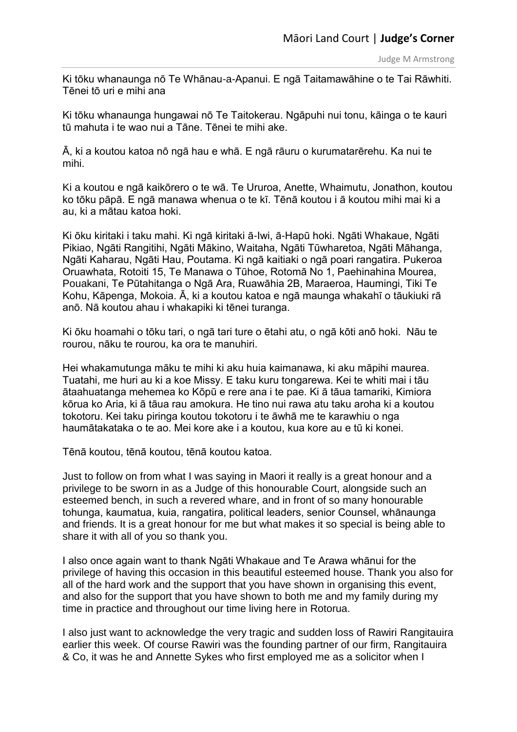Ki tōku whanaunga nō Te Whānau-a-Apanui. E ngā Taitamawāhine o te Tai Rāwhiti. Tēnei tō uri e mihi ana

Ki tōku whanaunga hungawai nō Te Taitokerau. Ngāpuhi nui tonu, kāinga o te kauri tū mahuta i te wao nui a Tāne. Tēnei te mihi ake.

Ā, ki a koutou katoa nō ngā hau e whā. E ngā rāuru o kurumatarērehu. Ka nui te mihi.

Ki a koutou e ngā kaikōrero o te wā. Te Ururoa, Anette, Whaimutu, Jonathon, koutou ko tōku pāpā. E ngā manawa whenua o te kī. Tēnā koutou i ā koutou mihi mai ki a au, ki a mātau katoa hoki.

Ki ōku kiritaki i taku mahi. Ki ngā kiritaki ā-Iwi, ā-Hapū hoki. Ngāti Whakaue, Ngāti Pikiao, Ngāti Rangitihi, Ngāti Mākino, Waitaha, Ngāti Tūwharetoa, Ngāti Māhanga, Ngāti Kaharau, Ngāti Hau, Poutama. Ki ngā kaitiaki o ngā poari rangatira. Pukeroa Oruawhata, Rotoiti 15, Te Manawa o Tūhoe, Rotomā No 1, Paehinahina Mourea, Pouakani, Te Pūtahitanga o Ngā Ara, Ruawāhia 2B, Maraeroa, Haumingi, Tiki Te Kohu, Kāpenga, Mokoia. Ā, ki a koutou katoa e ngā maunga whakahī o tāukiuki rā anō. Nā koutou ahau i whakapiki ki tēnei turanga.

Ki ōku hoamahi o tōku tari, o ngā tari ture o ētahi atu, o ngā kōti anō hoki. Nāu te rourou, nāku te rourou, ka ora te manuhiri.

Hei whakamutunga māku te mihi ki aku huia kaimanawa, ki aku māpihi maurea. Tuatahi, me huri au ki a koe Missy. E taku kuru tongarewa. Kei te whiti mai i tāu ātaahuatanga mehemea ko Kōpū e rere ana i te pae. Ki ā tāua tamariki, Kimiora kōrua ko Aria, ki ā tāua rau amokura. He tino nui rawa atu taku aroha ki a koutou tokotoru. Kei taku piringa koutou tokotoru i te āwhā me te karawhiu o nga haumātakataka o te ao. Mei kore ake i a koutou, kua kore au e tū ki konei.

Tēnā koutou, tēnā koutou, tēnā koutou katoa.

Just to follow on from what I was saying in Maori it really is a great honour and a privilege to be sworn in as a Judge of this honourable Court, alongside such an esteemed bench, in such a revered whare, and in front of so many honourable tohunga, kaumatua, kuia, rangatira, political leaders, senior Counsel, whānaunga and friends. It is a great honour for me but what makes it so special is being able to share it with all of you so thank you.

I also once again want to thank Ngāti Whakaue and Te Arawa whānui for the privilege of having this occasion in this beautiful esteemed house. Thank you also for all of the hard work and the support that you have shown in organising this event, and also for the support that you have shown to both me and my family during my time in practice and throughout our time living here in Rotorua.

I also just want to acknowledge the very tragic and sudden loss of Rawiri Rangitauira earlier this week. Of course Rawiri was the founding partner of our firm, Rangitauira & Co, it was he and Annette Sykes who first employed me as a solicitor when I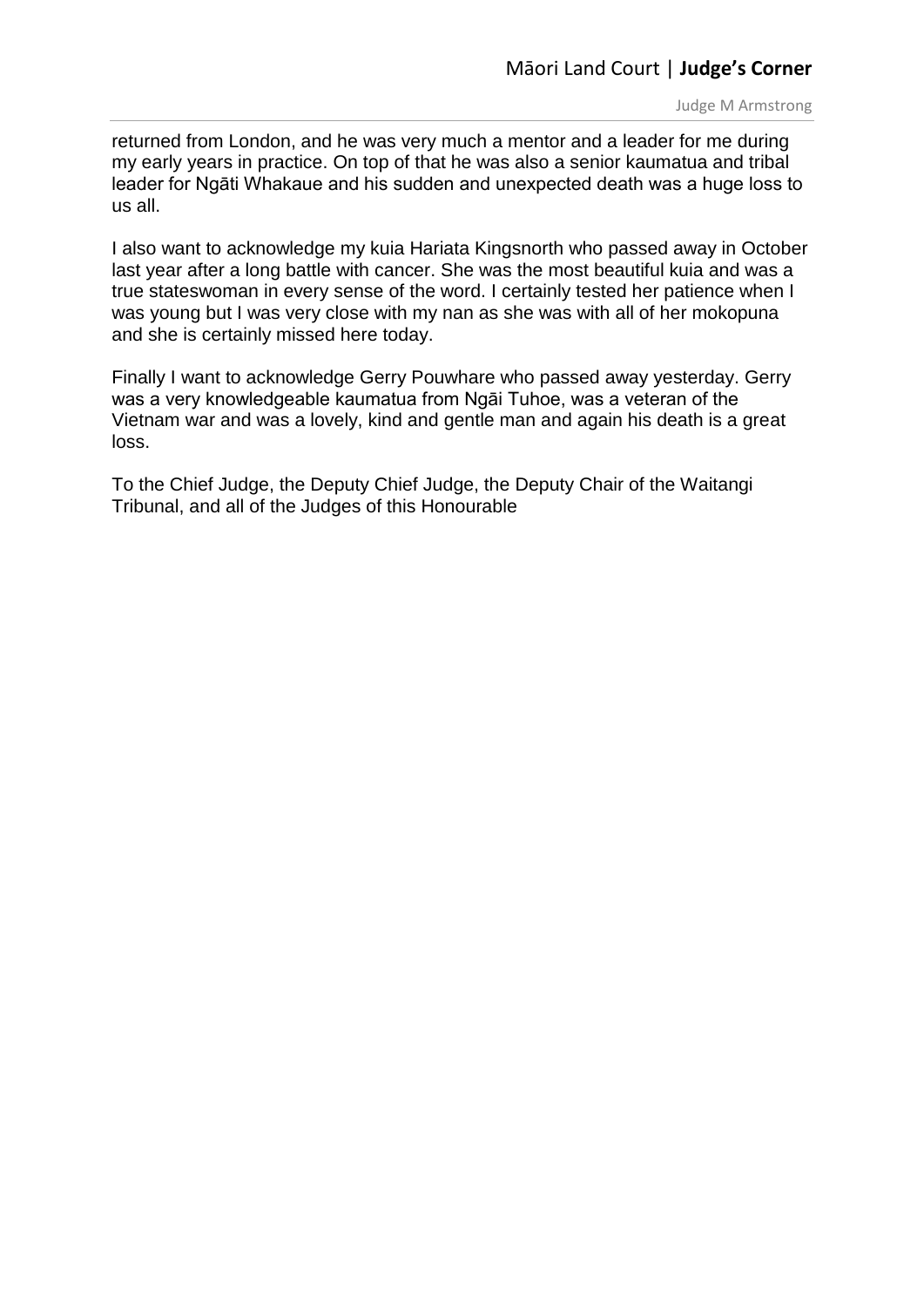returned from London, and he was very much a mentor and a leader for me during my early years in practice. On top of that he was also a senior kaumatua and tribal leader for Ngāti Whakaue and his sudden and unexpected death was a huge loss to us all.

I also want to acknowledge my kuia Hariata Kingsnorth who passed away in October last year after a long battle with cancer. She was the most beautiful kuia and was a true stateswoman in every sense of the word. I certainly tested her patience when I was young but I was very close with my nan as she was with all of her mokopuna and she is certainly missed here today.

Finally I want to acknowledge Gerry Pouwhare who passed away yesterday. Gerry was a very knowledgeable kaumatua from Ngāi Tuhoe, was a veteran of the Vietnam war and was a lovely, kind and gentle man and again his death is a great loss.

To the Chief Judge, the Deputy Chief Judge, the Deputy Chair of the Waitangi Tribunal, and all of the Judges of this Honourable